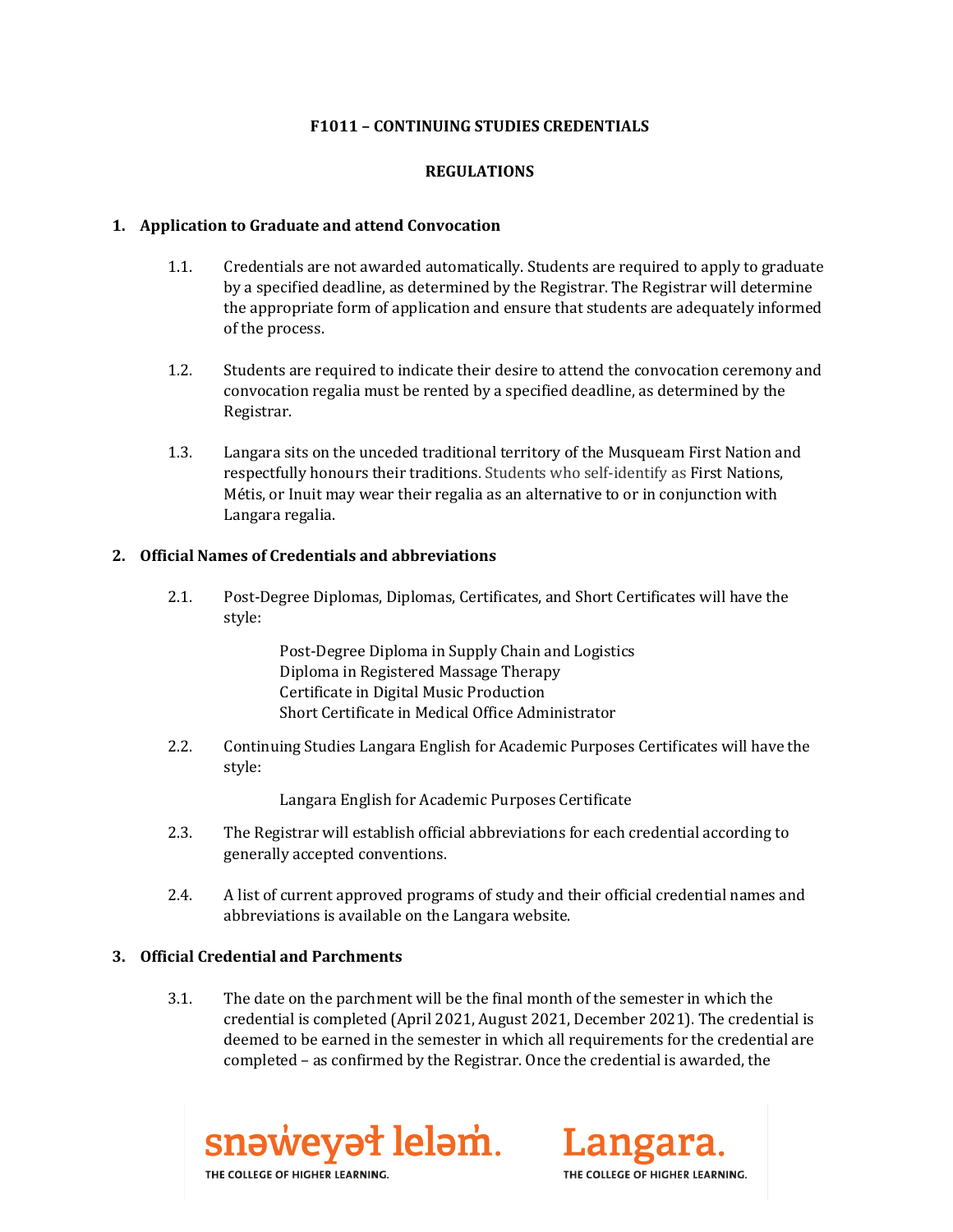**F1011 – CONTINUING STUDIES CREDENTIALS**

**REGULATIONS**

## 1. Application to Graduate and attend Convocation

1.1. Credentials are not awarded automatically. Students are required to apply to graduate by a specified deadline, as determined by the Registrar. The Registrar will determine the appropriate form of application and ensure that students are adequately informed of the process.

1.2. Students are required to indicate their desire to attend the convocation ceremony and convocation regalia must be rented by a specified deadline, as determined by the Registrar.

1.3. Langara sits on the unceded traditional territory of the Musqueam First Nation and respectfully honours their traditions. Students who self-identify as First Nations, Métis, or Inuit may wear their regalia as an alternative to or in conjunction with Langara regalia.

## 2. Official Names of Credentials and abbreviations

2.1. Post-Degree Diplomas, Diplomas, Certificates, and Short Certificates will have the style:

Post-Degree Diploma in Supply Chain and Logistics
Diploma in Registered Massage Therapy
Certificate in Digital Music Production
Short Certificate in Medical Office Administrator

2.2. Continuing Studies Langara English for Academic Purposes Certificates will have the style:

Langara English for Academic Purposes Certificate

2.3. The Registrar will establish official abbreviations for each credential according to generally accepted conventions.

2.4. A list of current approved programs of study and their official credential names and abbreviations is available on the Langara website.

## 3. Official Credential and Parchments

3.1. The date on the parchment will be the final month of the semester in which the credential is completed (April 2021, August 2021, December 2021). The credential is deemed to be earned in the semester in which all requirements for the credential are completed – as confirmed by the Registrar. Once the credential is awarded, the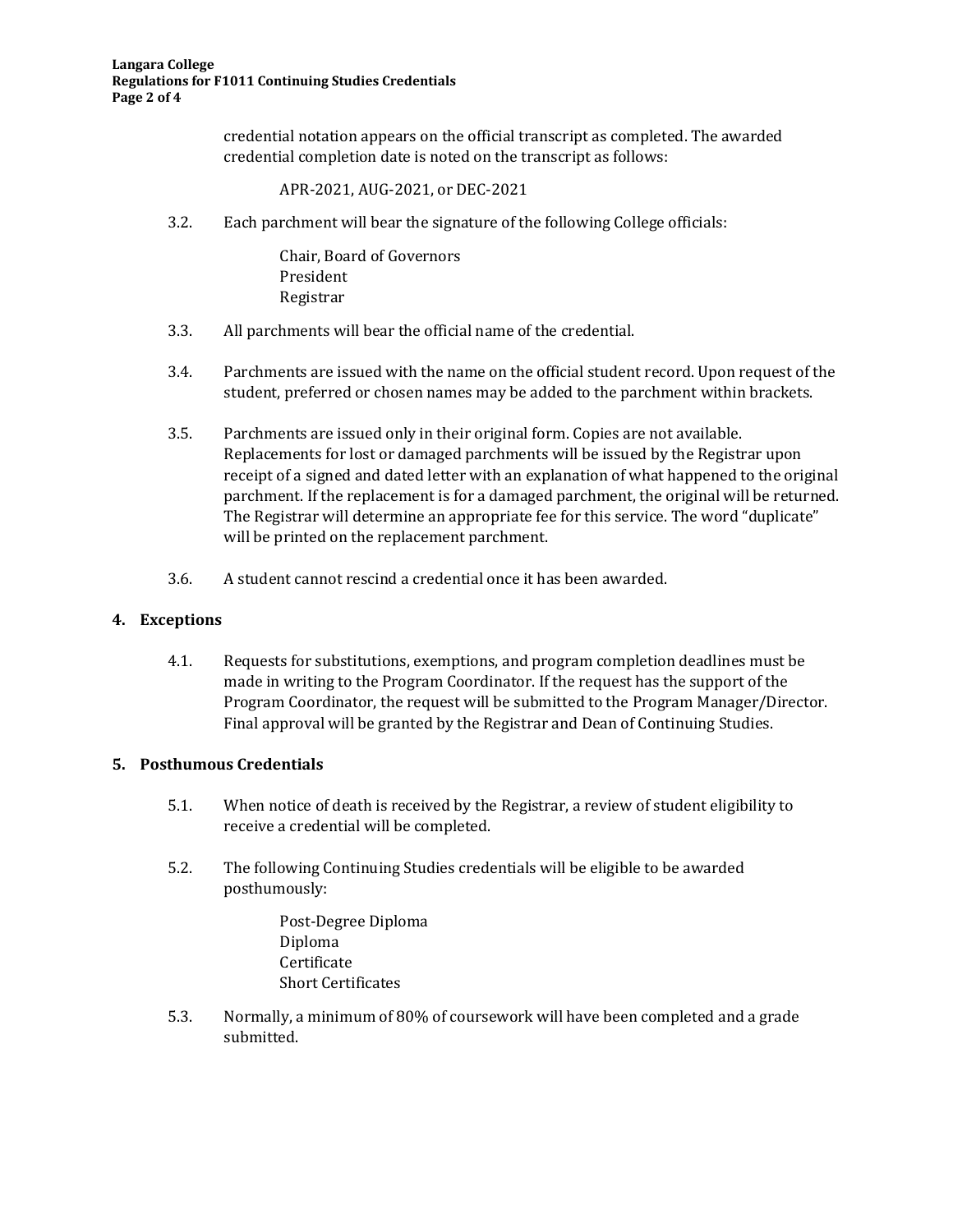credential notation appears on the official transcript as completed. The awarded credential completion date is noted on the transcript as follows:

APR-2021, AUG-2021, or DEC-2021

3.2. Each parchment will bear the signature of the following College officials:

Chair, Board of Governors
President
Registrar

3.3. All parchments will bear the official name of the credential.

3.4. Parchments are issued with the name on the official student record. Upon request of the student, preferred or chosen names may be added to the parchment within brackets.

3.5. Parchments are issued only in their original form. Copies are not available. Replacements for lost or damaged parchments will be issued by the Registrar upon receipt of a signed and dated letter with an explanation of what happened to the original parchment. If the replacement is for a damaged parchment, the original will be returned. The Registrar will determine an appropriate fee for this service. The word "duplicate" will be printed on the replacement parchment.

3.6. A student cannot rescind a credential once it has been awarded.

## 4. Exceptions

4.1. Requests for substitutions, exemptions, and program completion deadlines must be made in writing to the Program Coordinator. If the request has the support of the Program Coordinator, the request will be submitted to the Program Manager/Director. Final approval will be granted by the Registrar and Dean of Continuing Studies.

## 5. Posthumous Credentials

5.1. When notice of death is received by the Registrar, a review of student eligibility to receive a credential will be completed.

5.2. The following Continuing Studies credentials will be eligible to be awarded posthumously:

Post-Degree Diploma
Diploma
Certificate
Short Certificates

5.3. Normally, a minimum of 80% of coursework will have been completed and a grade submitted.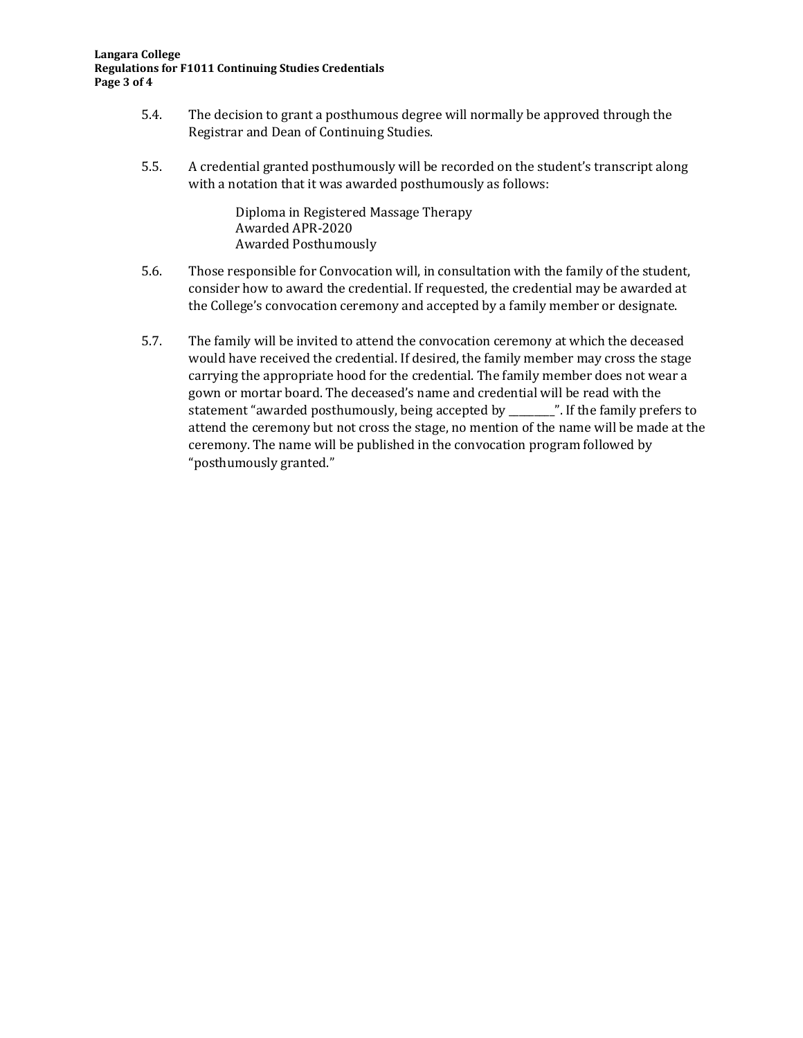5.4. The decision to grant a posthumous degree will normally be approved through the Registrar and Dean of Continuing Studies.

5.5. A credential granted posthumously will be recorded on the student's transcript along with a notation that it was awarded posthumously as follows:

> Diploma in Registered Massage Therapy
> Awarded APR-2020
> Awarded Posthumously

5.6. Those responsible for Convocation will, in consultation with the family of the student, consider how to award the credential. If requested, the credential may be awarded at the College's convocation ceremony and accepted by a family member or designate.

5.7. The family will be invited to attend the convocation ceremony at which the deceased would have received the credential. If desired, the family member may cross the stage carrying the appropriate hood for the credential. The family member does not wear a gown or mortar board. The deceased's name and credential will be read with the statement "awarded posthumously, being accepted by _________". If the family prefers to attend the ceremony but not cross the stage, no mention of the name will be made at the ceremony. The name will be published in the convocation program followed by "posthumously granted."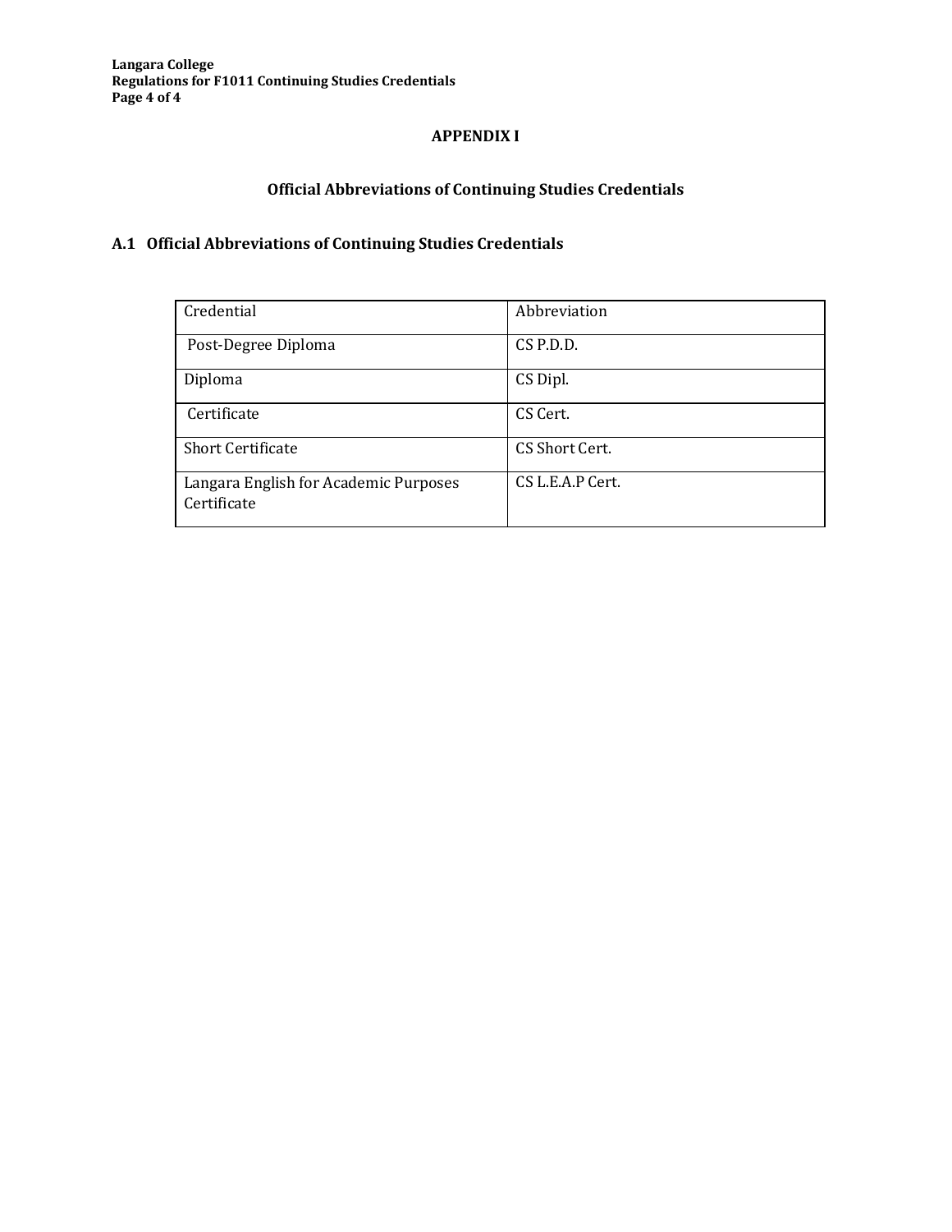## APPENDIX I

## Official Abbreviations of Continuing Studies Credentials

### A.1 Official Abbreviations of Continuing Studies Credentials

| Credential | Abbreviation |
|---|---|
| Post-Degree Diploma | CS P.D.D. |
| Diploma | CS Dipl. |
| Certificate | CS Cert. |
| Short Certificate | CS Short Cert. |
| Langara English for Academic Purposes Certificate | CS L.E.A.P Cert. |